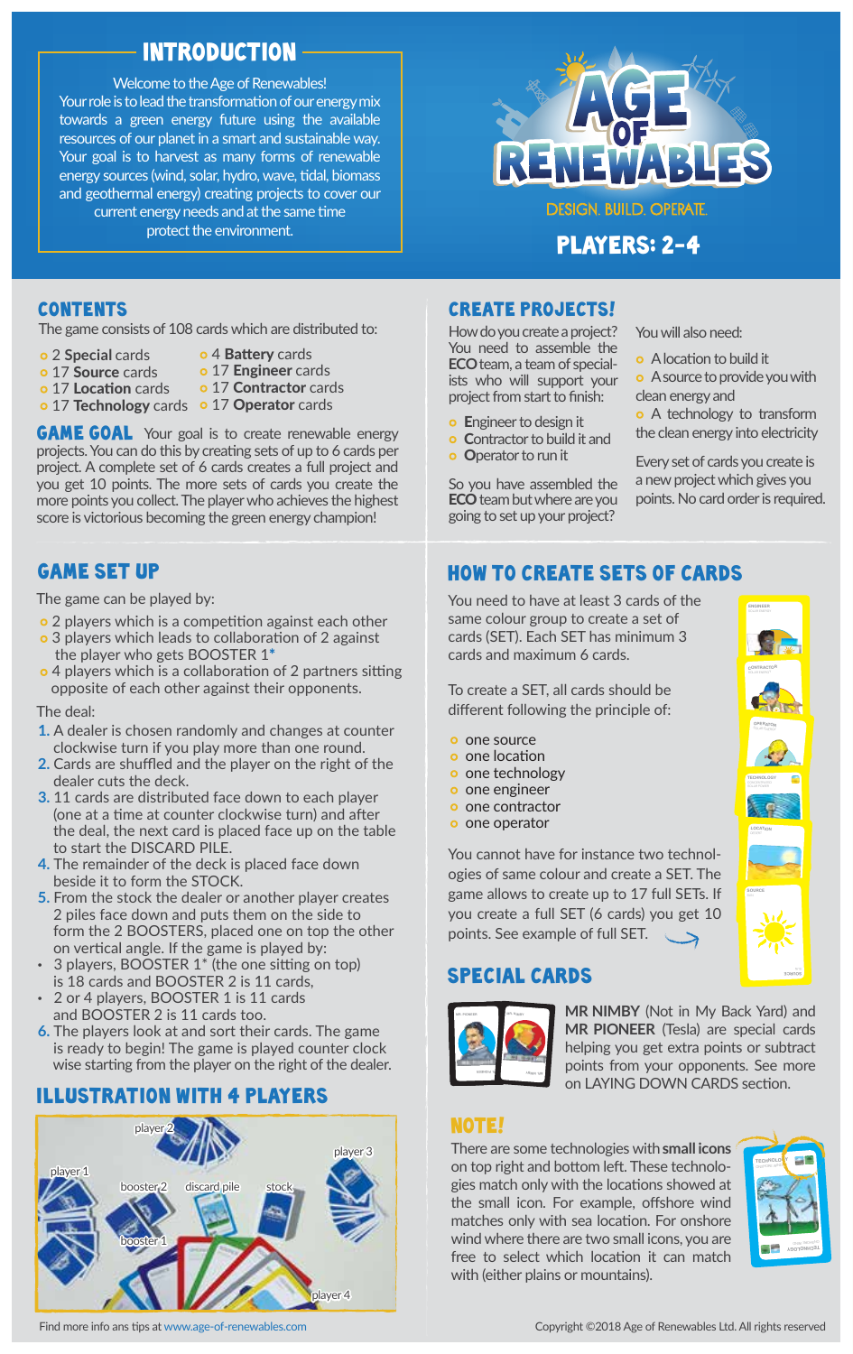## INTRODUCTION

Welcome to the Age of Renewables!
Your role is to lead the transformation of our energy mix towards a green energy future using the available resources of our planet in a smart and sustainable way. Your goal is to harvest as many forms of renewable energy sources (wind, solar, hydro, wave, tidal, biomass and geothermal energy) creating projects to cover our current energy needs and at the same time protect the environment.

# AGE OF RENEWABLES

DESIGN. BUILD. OPERATE.

**PLAYERS: 2-4**

## CONTENTS

The game consists of 108 cards which are distributed to:

- 2 **Special** cards
- 17 **Source** cards
- 17 **Location** cards
- 17 **Technology** cards
- 4 **Battery** cards
- 17 **Engineer** cards
- 17 **Contractor** cards
- 17 **Operator** cards

**GAME GOAL** Your goal is to create renewable energy projects. You can do this by creating sets of up to 6 cards per project. A complete set of 6 cards creates a full project and you get 10 points. The more sets of cards you create the more points you collect. The player who achieves the highest score is victorious becoming the green energy champion!

## CREATE PROJECTS!

How do you create a project? You need to assemble the **ECO** team, a team of specialists who will support your project from start to finish:

- **E**ngineer to design it
- **C**ontractor to build it and
- **O**perator to run it

So you have assembled the **ECO** team but where are you going to set up your project?

You will also need:

- A location to build it
- A source to provide you with clean energy and
- A technology to transform the clean energy into electricity

Every set of cards you create is a new project which gives you points. No card order is required.

## GAME SET UP

The game can be played by:

- 2 players which is a competition against each other
- 3 players which leads to collaboration of 2 against the player who gets BOOSTER 1*
- 4 players which is a collaboration of 2 partners sitting opposite of each other against their opponents.

The deal:

1. A dealer is chosen randomly and changes at counter clockwise turn if you play more than one round.
2. Cards are shuffled and the player on the right of the dealer cuts the deck.
3. 11 cards are distributed face down to each player (one at a time at counter clockwise turn) and after the deal, the next card is placed face up on the table to start the DISCARD PILE.
4. The remainder of the deck is placed face down beside it to form the STOCK.
5. From the stock the dealer or another player creates 2 piles face down and puts them on the side to form the 2 BOOSTERS, placed one on top the other on vertical angle. If the game is played by:
   - 3 players, BOOSTER 1* (the one sitting on top) is 18 cards and BOOSTER 2 is 11 cards,
   - 2 or 4 players, BOOSTER 1 is 11 cards and BOOSTER 2 is 11 cards too.
6. The players look at and sort their cards. The game is ready to begin! The game is played counter clock wise starting from the player on the right of the dealer.

## ILLUSTRATION WITH 4 PLAYERS

player 2, player 1, player 3, booster 2, discard pile, stock, booster 1, player 4

## HOW TO CREATE SETS OF CARDS

You need to have at least 3 cards of the same colour group to create a set of cards (SET). Each SET has minimum 3 cards and maximum 6 cards.

To create a SET, all cards should be different following the principle of:

- one source
- one location
- one technology
- one engineer
- one contractor
- one operator

You cannot have for instance two technologies of same colour and create a SET. The game allows to create up to 17 full SETs. If you create a full SET (6 cards) you get 10 points. See example of full SET.

## SPECIAL CARDS

**MR NIMBY** (Not in My Back Yard) and **MR PIONEER** (Tesla) are special cards helping you get extra points or subtract points from your opponents. See more on LAYING DOWN CARDS section.

## NOTE!

There are some technologies with **small icons** on top right and bottom left. These technologies match only with the locations showed at the small icon. For example, offshore wind matches only with sea location. For onshore wind where there are two small icons, you are free to select which location it can match with (either plains or mountains).

Find more info ans tips at www.age-of-renewables.com

Copyright ©2018 Age of Renewables Ltd. All rights reserved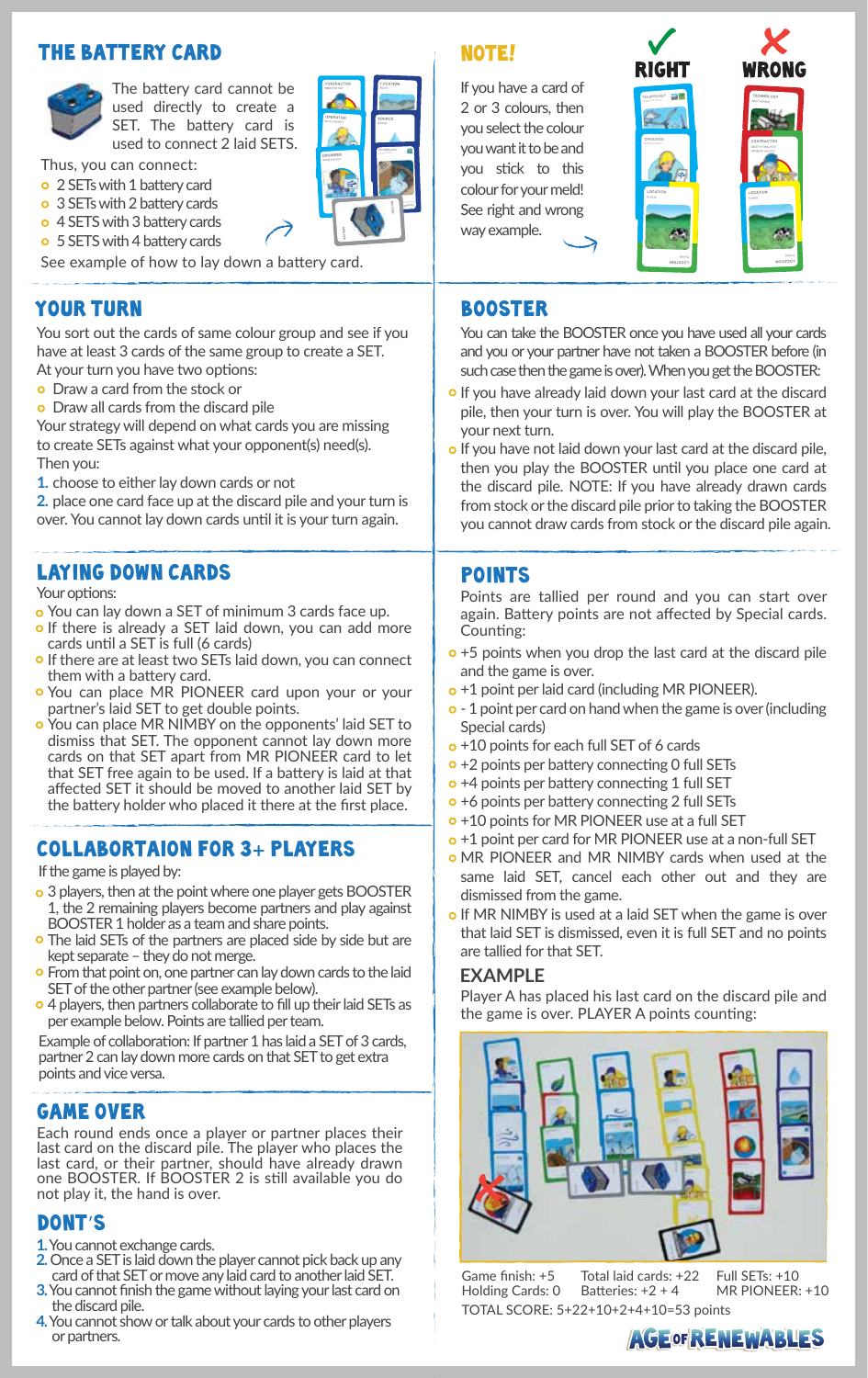## THE BATTERY CARD

The battery card cannot be used directly to create a SET. The battery card is used to connect 2 laid SETS.

Thus, you can connect:

- 2 SETs with 1 battery card
- 3 SETs with 2 battery cards
- 4 SETS with 3 battery cards
- 5 SETS with 4 battery cards

See example of how to lay down a battery card.

## YOUR TURN

You sort out the cards of same colour group and see if you have at least 3 cards of the same group to create a SET. At your turn you have two options:

- Draw a card from the stock or
- Draw all cards from the discard pile

Your strategy will depend on what cards you are missing to create SETs against what your opponent(s) need(s). Then you:

1. choose to either lay down cards or not
2. place one card face up at the discard pile and your turn is over. You cannot lay down cards until it is your turn again.

## LAYING DOWN CARDS

Your options:

- You can lay down a SET of minimum 3 cards face up.
- If there is already a SET laid down, you can add more cards until a SET is full (6 cards)
- If there are at least two SETs laid down, you can connect them with a battery card.
- You can place MR PIONEER card upon your or your partner's laid SET to get double points.
- You can place MR NIMBY on the opponents' laid SET to dismiss that SET. The opponent cannot lay down more cards on that SET apart from MR PIONEER card to let that SET free again to be used. If a battery is laid at that affected SET it should be moved to another laid SET by the battery holder who placed it there at the first place.

## COLLABORTAION FOR 3+ PLAYERS

If the game is played by:

- 3 players, then at the point where one player gets BOOSTER 1, the 2 remaining players become partners and play against BOOSTER 1 holder as a team and share points.
- The laid SETs of the partners are placed side by side but are kept separate – they do not merge.
- From that point on, one partner can lay down cards to the laid SET of the other partner (see example below).
- 4 players, then partners collaborate to fill up their laid SETs as per example below. Points are tallied per team.

Example of collaboration: If partner 1 has laid a SET of 3 cards, partner 2 can lay down more cards on that SET to get extra points and vice versa.

## GAME OVER

Each round ends once a player or partner places their last card on the discard pile. The player who places the last card, or their partner, should have already drawn one BOOSTER. If BOOSTER 2 is still available you do not play it, the hand is over.

## DONT'S

1. You cannot exchange cards.
2. Once a SET is laid down the player cannot pick back up any card of that SET or move any laid card to another laid SET.
3. You cannot finish the game without laying your last card on the discard pile.
4. You cannot show or talk about your cards to other players or partners.

## NOTE!

If you have a card of 2 or 3 colours, then you select the colour you want it to be and you stick to this colour for your meld! See right and wrong way example.

RIGHT

WRONG

## BOOSTER

You can take the BOOSTER once you have used all your cards and you or your partner have not taken a BOOSTER before (in such case then the game is over). When you get the BOOSTER:

- If you have already laid down your last card at the discard pile, then your turn is over. You will play the BOOSTER at your next turn.
- If you have not laid down your last card at the discard pile, then you play the BOOSTER until you place one card at the discard pile. NOTE: If you have already drawn cards from stock or the discard pile prior to taking the BOOSTER you cannot draw cards from stock or the discard pile again.

## POINTS

Points are tallied per round and you can start over again. Battery points are not affected by Special cards. Counting:

- +5 points when you drop the last card at the discard pile and the game is over.
- +1 point per laid card (including MR PIONEER).
- - 1 point per card on hand when the game is over (including Special cards)
- +10 points for each full SET of 6 cards
- +2 points per battery connecting 0 full SETs
- +4 points per battery connecting 1 full SET
- +6 points per battery connecting 2 full SETs
- +10 points for MR PIONEER use at a full SET
- +1 point per card for MR PIONEER use at a non-full SET
- MR PIONEER and MR NIMBY cards when used at the same laid SET, cancel each other out and they are dismissed from the game.
- If MR NIMBY is used at a laid SET when the game is over that laid SET is dismissed, even it is full SET and no points are tallied for that SET.

### EXAMPLE

Player A has placed his last card on the discard pile and the game is over. PLAYER A points counting:

Game finish: +5
Holding Cards: 0
Total laid cards: +22
Batteries: +2 + 4
Full SETs: +10
MR PIONEER: +10

TOTAL SCORE: 5+22+10+2+4+10=53 points

AGE OF RENEWABLES